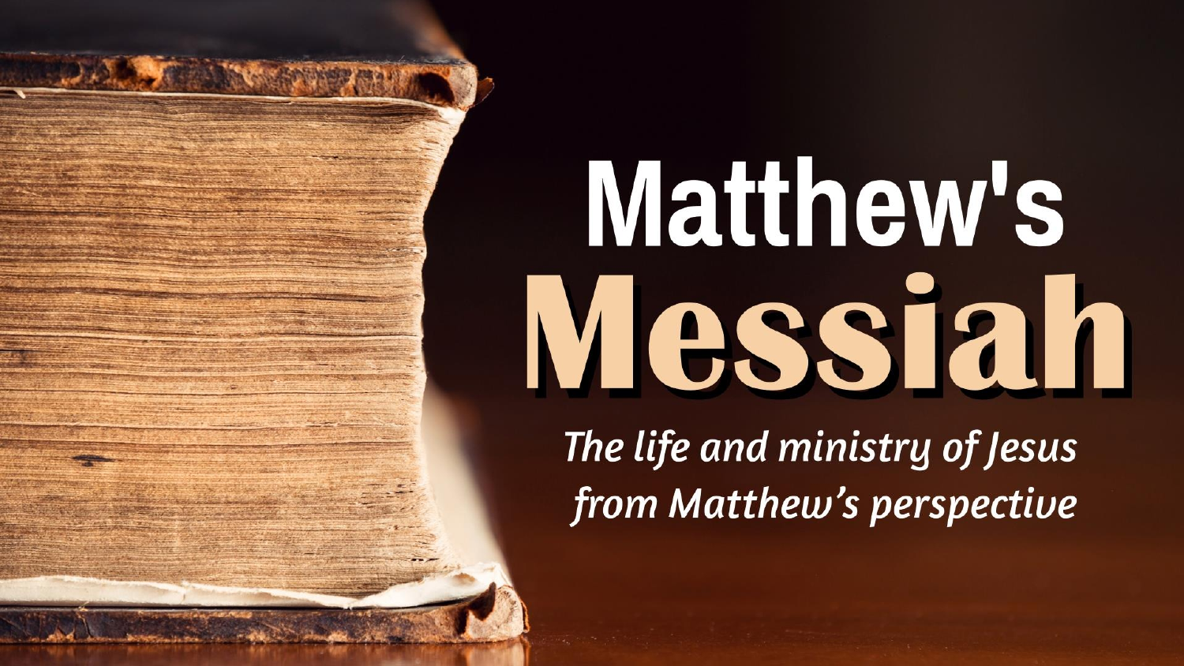# Matthew's Messiah

*The life and ministry of Jesus from Matthew's perspective*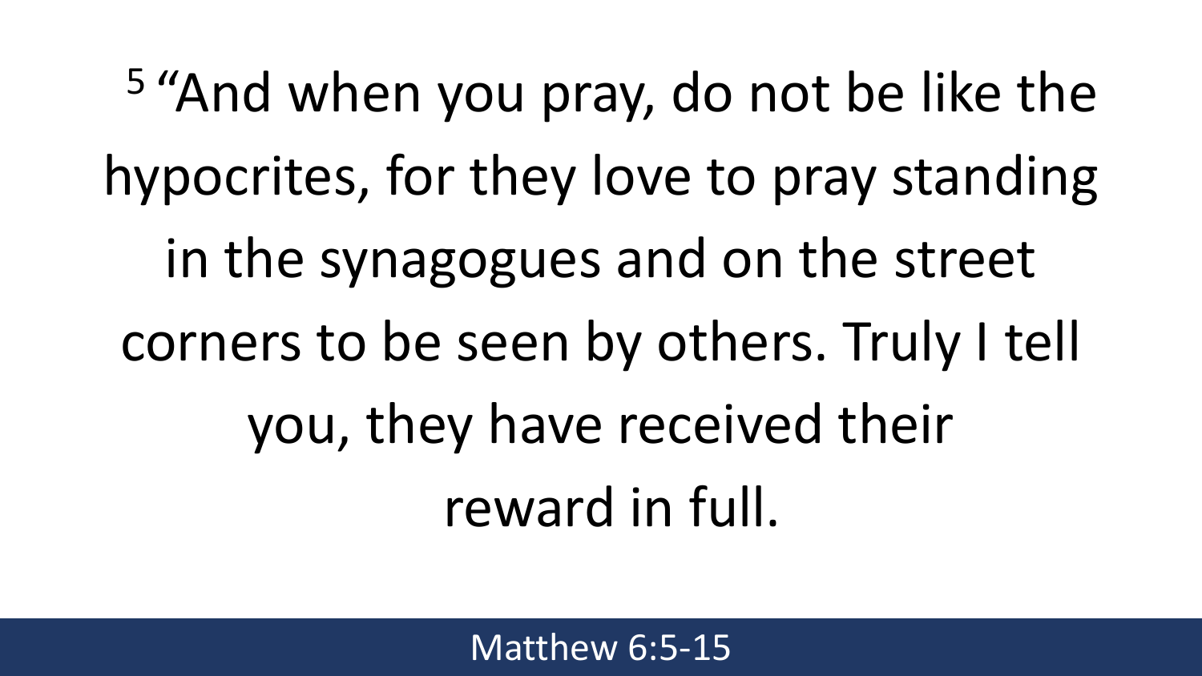[5] "And when you pray, do not be like the hypocrites, for they love to pray standing in the synagogues and on the street corners to be seen by others. Truly I tell you, they have received their reward in full.

Matthew 6:5-15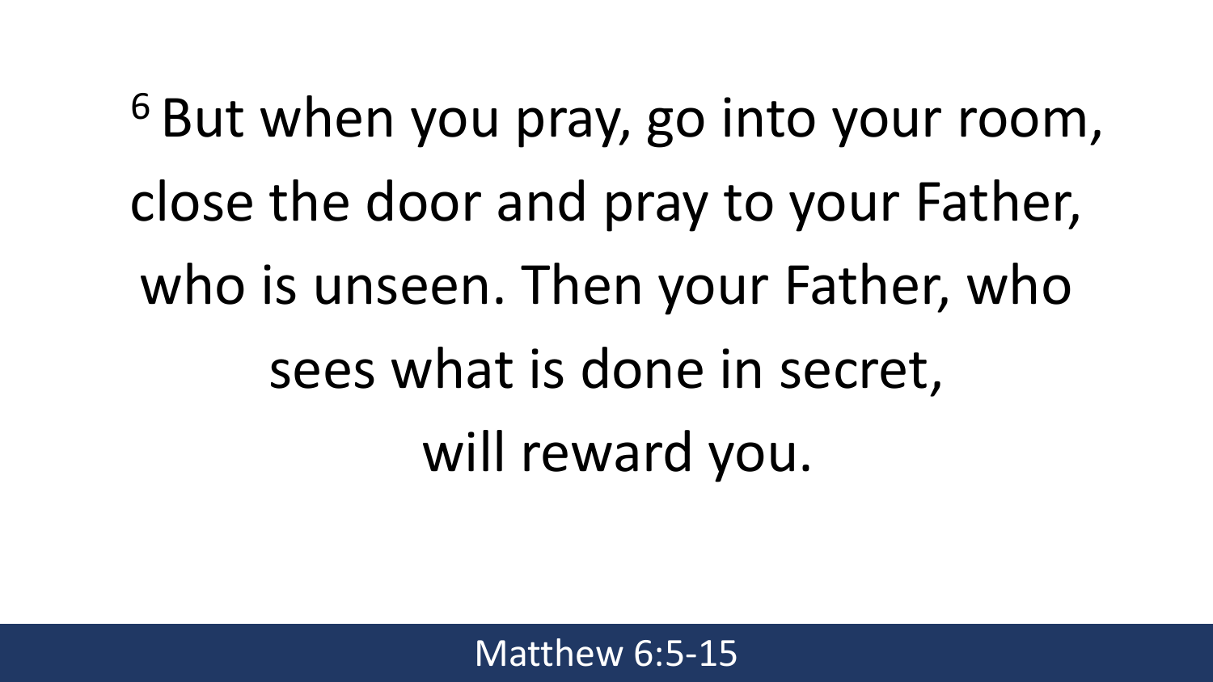[6] But when you pray, go into your room, close the door and pray to your Father, who is unseen. Then your Father, who sees what is done in secret, will reward you.

Matthew 6:5-15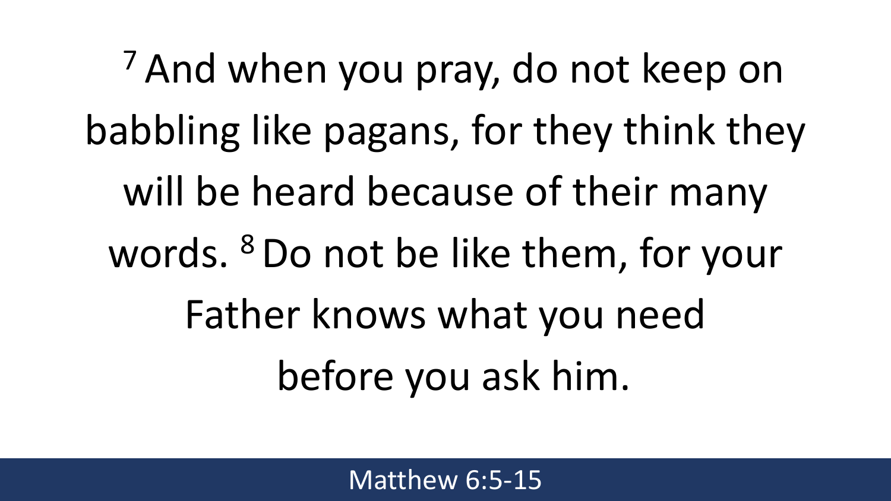[7] And when you pray, do not keep on babbling like pagans, for they think they will be heard because of their many words. [8] Do not be like them, for your Father knows what you need before you ask him.

Matthew 6:5-15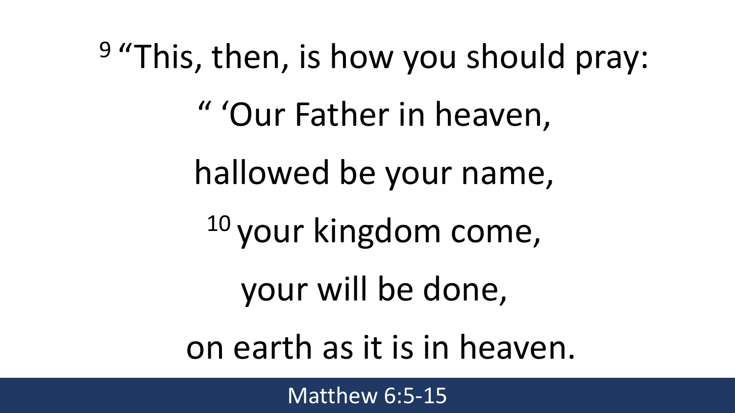[9] “This, then, is how you should pray:

“ ‘Our Father in heaven,

hallowed be your name,

[10] your kingdom come,

your will be done,

on earth as it is in heaven.

Matthew 6:5-15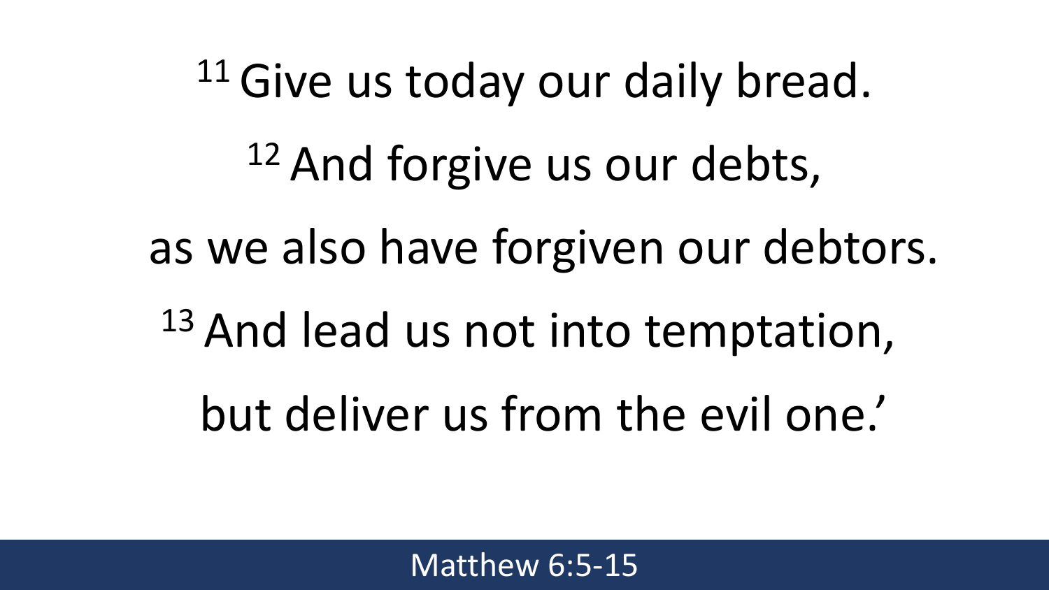[11] Give us today our daily bread.

[12] And forgive us our debts,

as we also have forgiven our debtors.

[13] And lead us not into temptation,

but deliver us from the evil one.'

Matthew 6:5-15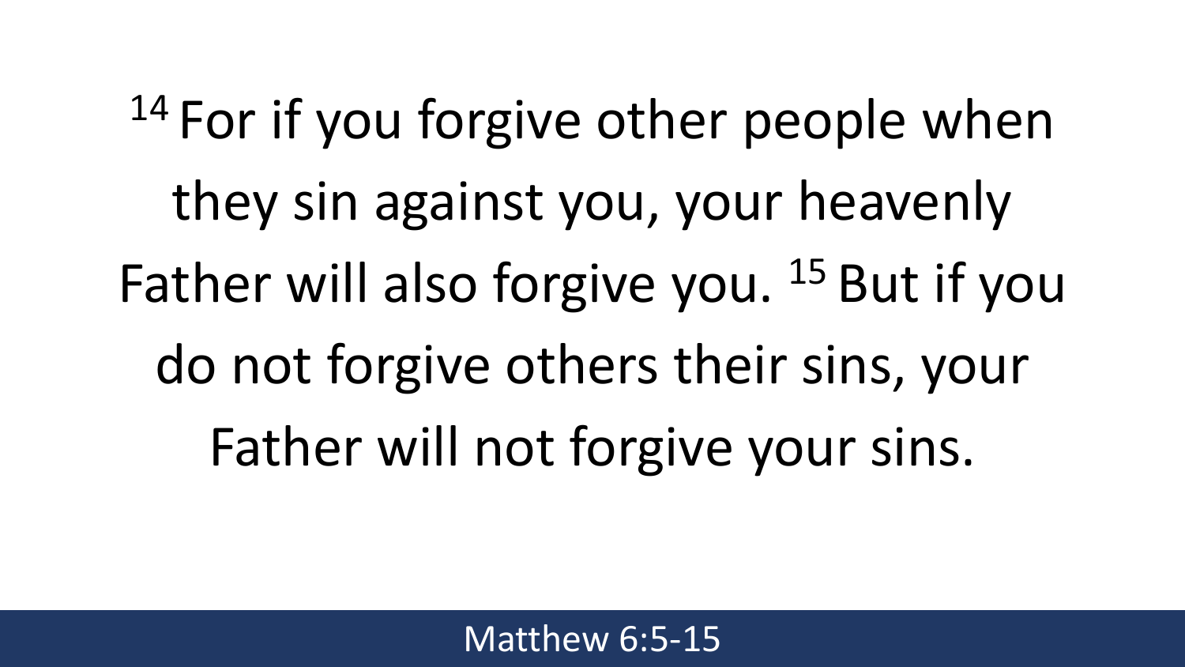[14] For if you forgive other people when they sin against you, your heavenly Father will also forgive you. [15] But if you do not forgive others their sins, your Father will not forgive your sins.

Matthew 6:5-15